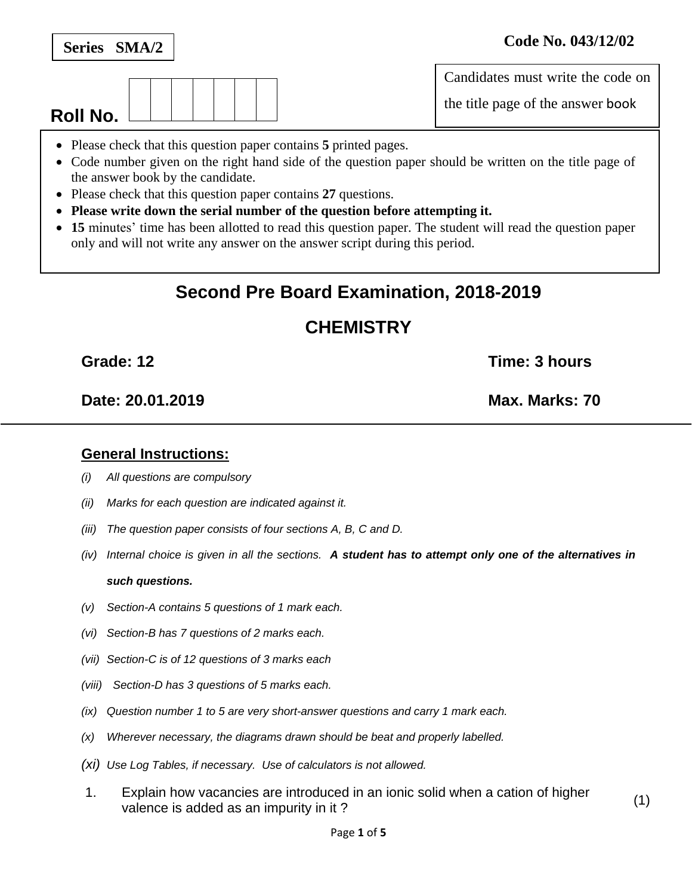**Series SMA/2**

**Code No. 043/12/02**

Roll No. | | | | | | | |

Candidates must write the code on the title page of the answer book

- Please check that this question paper contains **5** printed pages.
- Code number given on the right hand side of the question paper should be written on the title page of the answer book by the candidate.
- Please check that this question paper contains **27** questions.
- **Please write down the serial number of the question before attempting it.**
- **15** minutes' time has been allotted to read this question paper. The student will read the question paper only and will not write any answer on the answer script during this period.

# Second Pre Board Examination, 2018-2019

# CHEMISTRY

**Grade: 12** **Time: 3 hours**

**Date: 20.01.2019** **Max. Marks: 70**

## General Instructions:

*(i) All questions are compulsory*

*(ii) Marks for each question are indicated against it.*

*(iii) The question paper consists of four sections A, B, C and D.*

*(iv) Internal choice is given in all the sections.* ***A student has to attempt only one of the alternatives in such questions.***

*(v) Section-A contains 5 questions of 1 mark each.*

*(vi) Section-B has 7 questions of 2 marks each.*

*(vii) Section-C is of 12 questions of 3 marks each*

*(viii) Section-D has 3 questions of 5 marks each.*

*(ix) Question number 1 to 5 are very short-answer questions and carry 1 mark each.*

*(x) Wherever necessary, the diagrams drawn should be beat and properly labelled.*

*(xi) Use Log Tables, if necessary. Use of calculators is not allowed.*

1. Explain how vacancies are introduced in an ionic solid when a cation of higher valence is added as an impurity in it ? (1)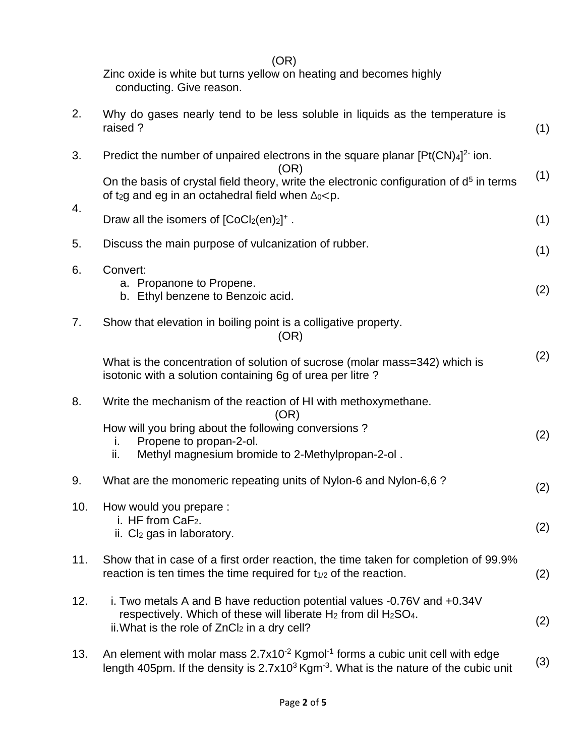(OR)

Zinc oxide is white but turns yellow on heating and becomes highly conducting. Give reason.

2. Why do gases nearly tend to be less soluble in liquids as the temperature is raised ? (1)

3. Predict the number of unpaired electrons in the square planar $[Pt(CN)_4]^{2-}$ ion.

(OR)

On the basis of crystal field theory, write the electronic configuration of $d^5$ in terms of $t_2g$ and eg in an octahedral field when $\Delta_0 < p$. (1)

4. Draw all the isomers of $[CoCl_2(en)_2]^+$ . (1)

5. Discuss the main purpose of vulcanization of rubber. (1)

6. Convert: (2)
   a. Propanone to Propene.
   b. Ethyl benzene to Benzoic acid.

7. Show that elevation in boiling point is a colligative property.

(OR)

What is the concentration of solution of sucrose (molar mass=342) which is isotonic with a solution containing 6g of urea per litre ? (2)

8. Write the mechanism of the reaction of HI with methoxymethane.

(OR)

How will you bring about the following conversions ? (2)
   i. Propene to propan-2-ol.
   ii. Methyl magnesium bromide to 2-Methylpropan-2-ol .

9. What are the monomeric repeating units of Nylon-6 and Nylon-6,6 ? (2)

10. How would you prepare : (2)
   i. HF from $CaF_2$.
   ii. $Cl_2$ gas in laboratory.

11. Show that in case of a first order reaction, the time taken for completion of 99.9% reaction is ten times the time required for $t_{1/2}$ of the reaction. (2)

12. i. Two metals A and B have reduction potential values -0.76V and +0.34V respectively. Which of these will liberate $H_2$ from dil $H_2SO_4$.
    ii. What is the role of $ZnCl_2$ in a dry cell? (2)

13. An element with molar mass $2.7 \times 10^{-2}$ $Kgmol^{-1}$ forms a cubic unit cell with edge length 405pm. If the density is $2.7 \times 10^{3}$ $Kgm^{-3}$. What is the nature of the cubic unit (3)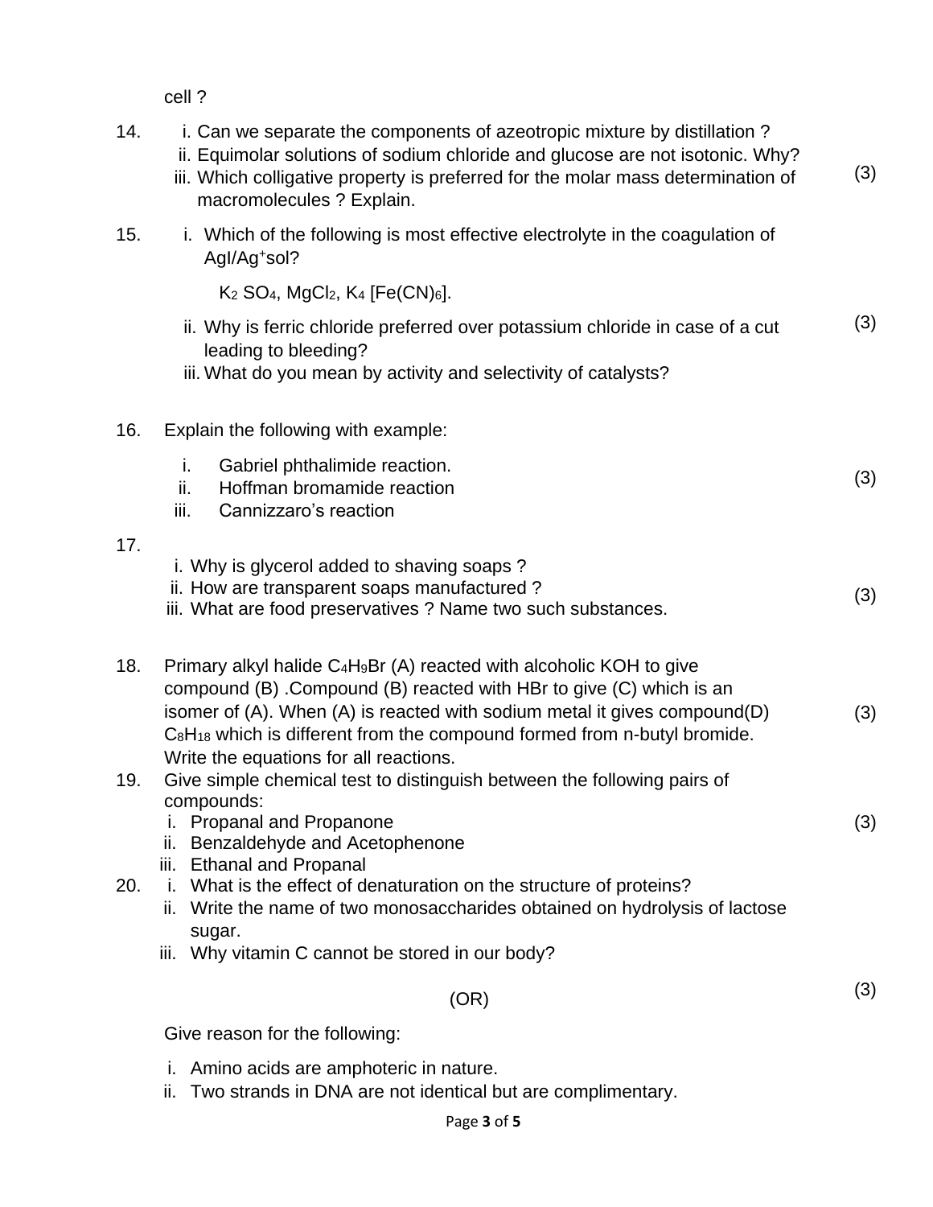cell ?

14. i. Can we separate the components of azeotropic mixture by distillation ?
    ii. Equimolar solutions of sodium chloride and glucose are not isotonic. Why?
    iii. Which colligative property is preferred for the molar mass determination of macromolecules ? Explain. (3)

15. i. Which of the following is most effective electrolyte in the coagulation of $AgI/Ag^+$sol?

    $K_2SO_4$, $MgCl_2$, $K_4[Fe(CN)_6]$.

    ii. Why is ferric chloride preferred over potassium chloride in case of a cut leading to bleeding? (3)
    iii. What do you mean by activity and selectivity of catalysts?

16. Explain the following with example:
    i. Gabriel phthalimide reaction.
    ii. Hoffman bromamide reaction (3)
    iii. Cannizzaro's reaction

17.
    i. Why is glycerol added to shaving soaps ?
    ii. How are transparent soaps manufactured ?
    iii. What are food preservatives ? Name two such substances. (3)

18. Primary alkyl halide $C_4H_9Br$ (A) reacted with alcoholic KOH to give compound (B) .Compound (B) reacted with HBr to give (C) which is an isomer of (A). When (A) is reacted with sodium metal it gives compound(D) $C_8H_{18}$ which is different from the compound formed from n-butyl bromide. Write the equations for all reactions. (3)

19. Give simple chemical test to distinguish between the following pairs of compounds:
    i. Propanal and Propanone (3)
    ii. Benzaldehyde and Acetophenone
    iii. Ethanal and Propanal

20. i. What is the effect of denaturation on the structure of proteins?
    ii. Write the name of two monosaccharides obtained on hydrolysis of lactose sugar.
    iii. Why vitamin C cannot be stored in our body?

(OR) (3)

Give reason for the following:

i. Amino acids are amphoteric in nature.
ii. Two strands in DNA are not identical but are complimentary.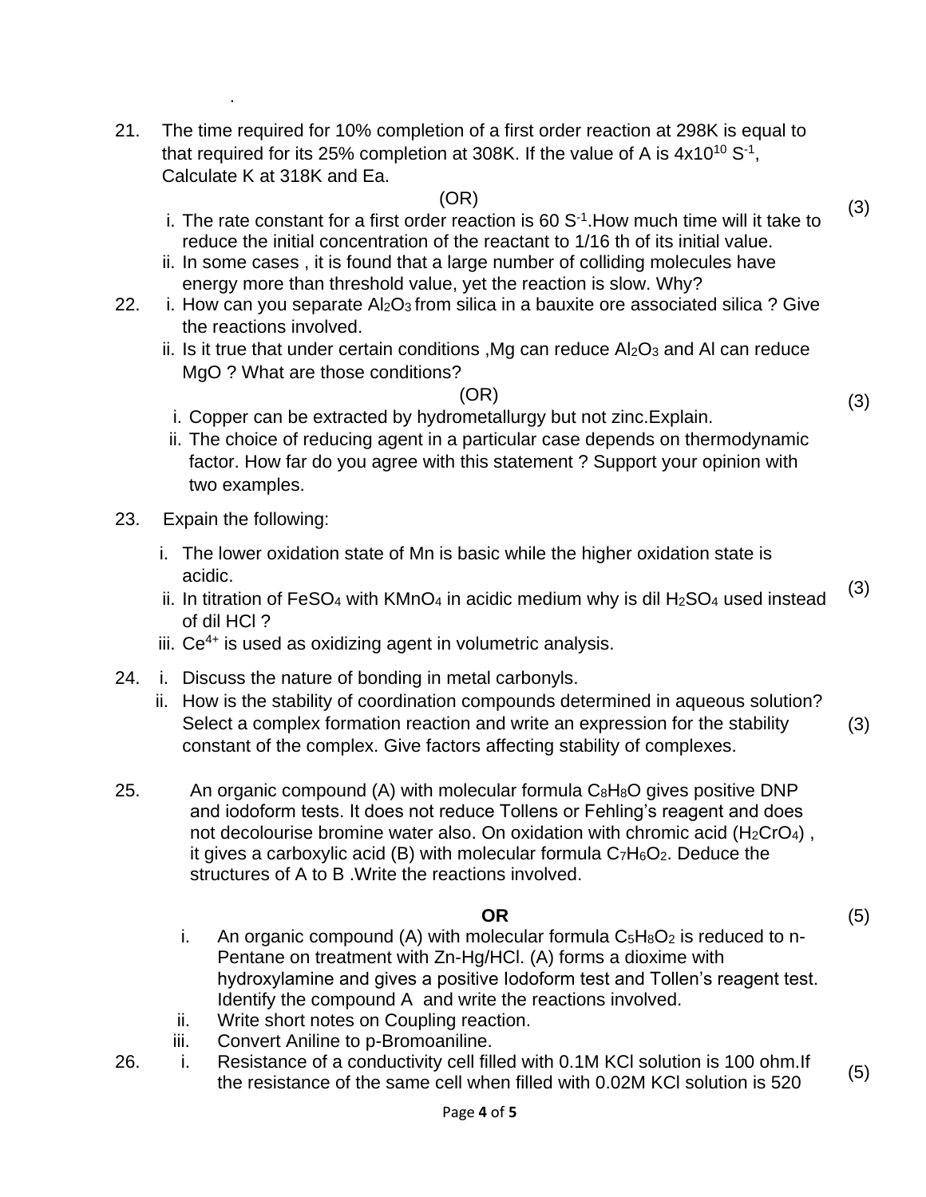.

21. The time required for 10% completion of a first order reaction at 298K is equal to that required for its 25% completion at 308K. If the value of A is $4x10^{10}$ $S^{-1}$, Calculate K at 318K and Ea. (3)

(OR)

i. The rate constant for a first order reaction is 60 $S^{-1}$.How much time will it take to reduce the initial concentration of the reactant to 1/16 th of its initial value.
ii. In some cases , it is found that a large number of colliding molecules have energy more than threshold value, yet the reaction is slow. Why?

22. i. How can you separate $Al_2O_3$ from silica in a bauxite ore associated silica ? Give the reactions involved.
ii. Is it true that under certain conditions ,Mg can reduce $Al_2O_3$ and Al can reduce MgO ? What are those conditions? (3)

(OR)

i. Copper can be extracted by hydrometallurgy but not zinc.Explain.
ii. The choice of reducing agent in a particular case depends on thermodynamic factor. How far do you agree with this statement ? Support your opinion with two examples.

23. Expain the following: (3)

i. The lower oxidation state of Mn is basic while the higher oxidation state is acidic.
ii. In titration of $FeSO_4$ with $KMnO_4$ in acidic medium why is dil $H_2SO_4$ used instead of dil HCl ?
iii. $Ce^{4+}$ is used as oxidizing agent in volumetric analysis.

24. i. Discuss the nature of bonding in metal carbonyls.
ii. How is the stability of coordination compounds determined in aqueous solution? Select a complex formation reaction and write an expression for the stability constant of the complex. Give factors affecting stability of complexes. (3)

25. An organic compound (A) with molecular formula $C_8H_8O$ gives positive DNP and iodoform tests. It does not reduce Tollens or Fehling's reagent and does not decolourise bromine water also. On oxidation with chromic acid ($H_2CrO_4$) , it gives a carboxylic acid (B) with molecular formula $C_7H_6O_2$. Deduce the structures of A to B .Write the reactions involved. (5)

**OR**

i. An organic compound (A) with molecular formula $C_5H_8O_2$ is reduced to n-Pentane on treatment with Zn-Hg/HCl. (A) forms a dioxime with hydroxylamine and gives a positive Iodoform test and Tollen's reagent test. Identify the compound A and write the reactions involved.
ii. Write short notes on Coupling reaction.
iii. Convert Aniline to p-Bromoaniline.

26. i. Resistance of a conductivity cell filled with 0.1M KCl solution is 100 ohm.If the resistance of the same cell when filled with 0.02M KCl solution is 520 (5)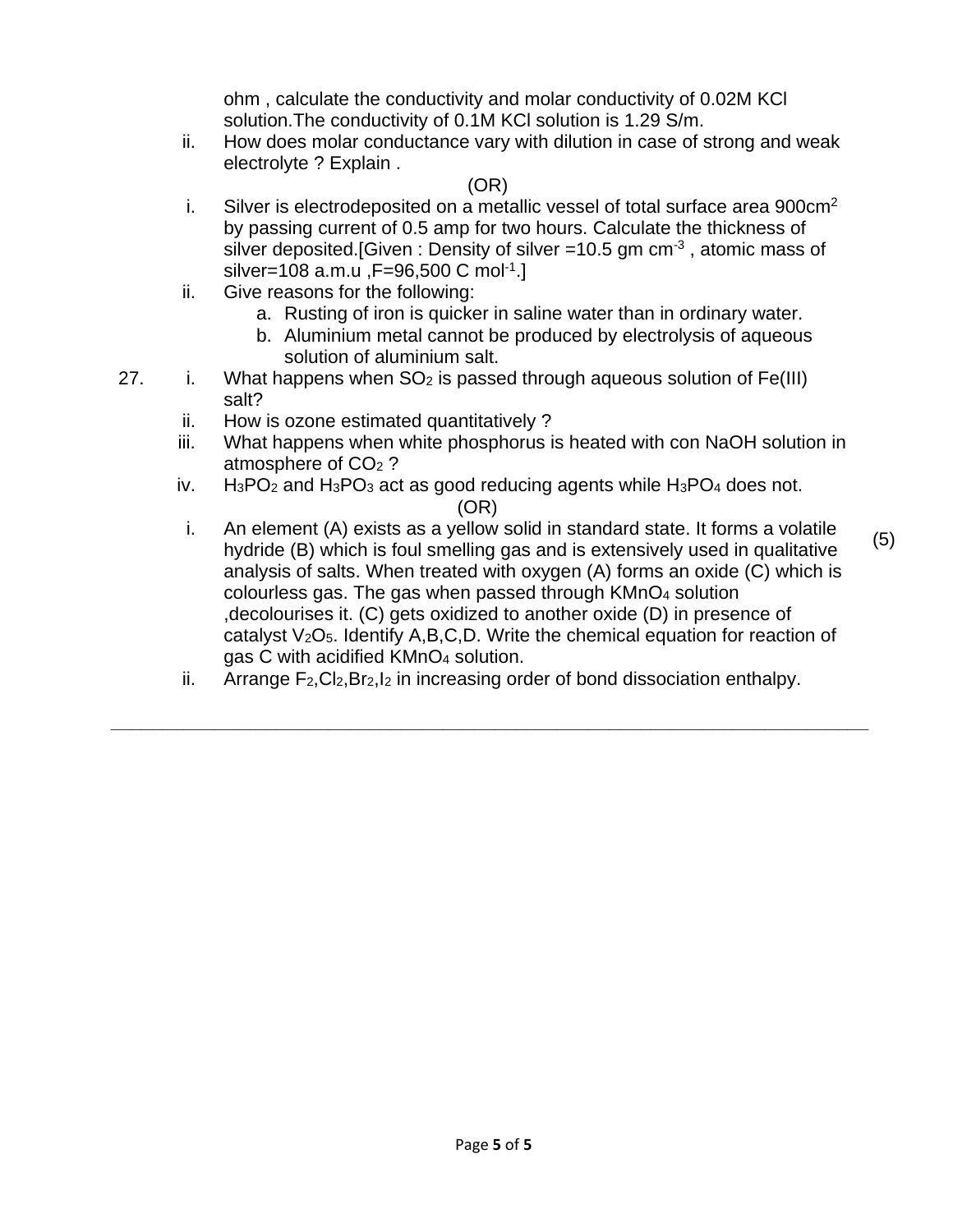ohm , calculate the conductivity and molar conductivity of 0.02M KCl solution.The conductivity of 0.1M KCl solution is 1.29 S/m.

ii. How does molar conductance vary with dilution in case of strong and weak electrolyte ? Explain .

(OR)

i. Silver is electrodeposited on a metallic vessel of total surface area 900cm$^2$ by passing current of 0.5 amp for two hours. Calculate the thickness of silver deposited.[Given : Density of silver =10.5 gm cm$^{-3}$ , atomic mass of silver=108 a.m.u ,F=96,500 C mol$^{-1}$.]

ii. Give reasons for the following:
   a. Rusting of iron is quicker in saline water than in ordinary water.
   b. Aluminium metal cannot be produced by electrolysis of aqueous solution of aluminium salt.

27. i. What happens when $SO_2$ is passed through aqueous solution of Fe(III) salt?

ii. How is ozone estimated quantitatively ?

iii. What happens when white phosphorus is heated with con NaOH solution in atmosphere of $CO_2$ ?

iv. $H_3PO_2$ and $H_3PO_3$ act as good reducing agents while $H_3PO_4$ does not.

(OR)

i. An element (A) exists as a yellow solid in standard state. It forms a volatile hydride (B) which is foul smelling gas and is extensively used in qualitative analysis of salts. When treated with oxygen (A) forms an oxide (C) which is colourless gas. The gas when passed through $KMnO_4$ solution ,decolourises it. (C) gets oxidized to another oxide (D) in presence of catalyst $V_2O_5$. Identify A,B,C,D. Write the chemical equation for reaction of gas C with acidified $KMnO_4$ solution. (5)

ii. Arrange $F_2$,$Cl_2$,$Br_2$,$I_2$ in increasing order of bond dissociation enthalpy.

---